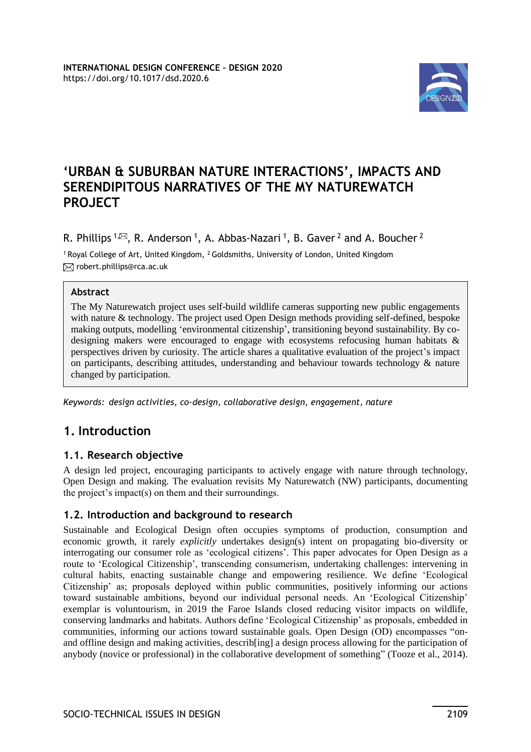# 'URBAN & SUBURBAN NATURE INTERACTIONS', IMPACTS AND SERENDIPITOUS NARRATIVES OF THE MY NATUREWATCH PROJECT

R. Phillips [1,✉], R. Anderson [1], A. Abbas-Nazari [1], B. Gaver [2] and A. Boucher [2]

[1] Royal College of Art, United Kingdom, [2] Goldsmiths, University of London, United Kingdom
✉ robert.phillips@rca.ac.uk

**Abstract**

The My Naturewatch project uses self-build wildlife cameras supporting new public engagements with nature & technology. The project used Open Design methods providing self-defined, bespoke making outputs, modelling 'environmental citizenship', transitioning beyond sustainability. By co-designing makers were encouraged to engage with ecosystems refocusing human habitats & perspectives driven by curiosity. The article shares a qualitative evaluation of the project's impact on participants, describing attitudes, understanding and behaviour towards technology & nature changed by participation.

*Keywords: design activities, co-design, collaborative design, engagement, nature*

## 1. Introduction

### 1.1. Research objective

A design led project, encouraging participants to actively engage with nature through technology, Open Design and making. The evaluation revisits My Naturewatch (NW) participants, documenting the project's impact(s) on them and their surroundings.

### 1.2. Introduction and background to research

Sustainable and Ecological Design often occupies symptoms of production, consumption and economic growth, it rarely *explicitly* undertakes design(s) intent on propagating bio-diversity or interrogating our consumer role as 'ecological citizens'. This paper advocates for Open Design as a route to 'Ecological Citizenship', transcending consumerism, undertaking challenges: intervening in cultural habits, enacting sustainable change and empowering resilience. We define 'Ecological Citizenship' as; proposals deployed within public communities, positively informing our actions toward sustainable ambitions, beyond our individual personal needs. An 'Ecological Citizenship' exemplar is voluntourism, in 2019 the Faroe Islands closed reducing visitor impacts on wildlife, conserving landmarks and habitats. Authors define 'Ecological Citizenship' as proposals, embedded in communities, informing our actions toward sustainable goals. Open Design (OD) encompasses "on- and offline design and making activities, describ[ing] a design process allowing for the participation of anybody (novice or professional) in the collaborative development of something" (Tooze et al., 2014).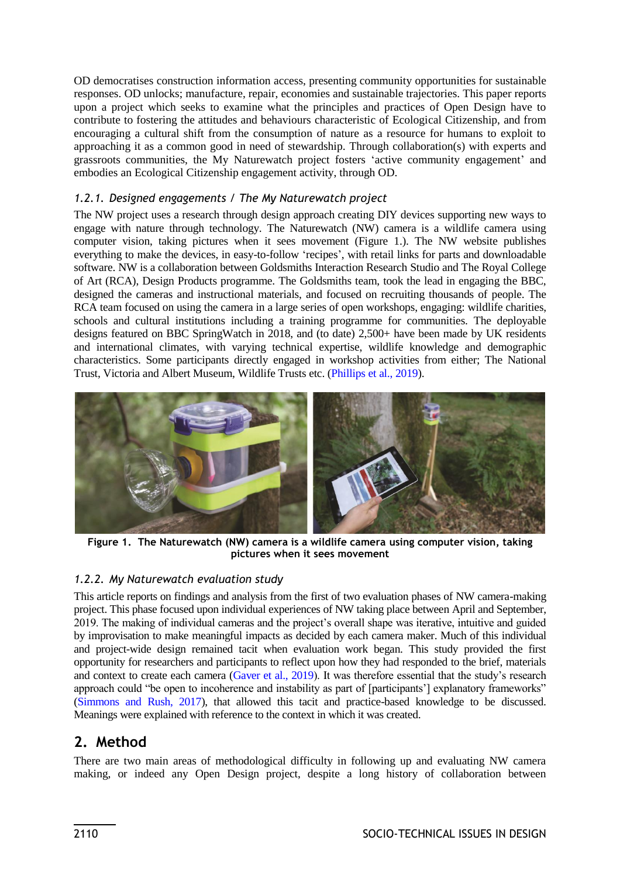OD democratises construction information access, presenting community opportunities for sustainable responses. OD unlocks; manufacture, repair, economies and sustainable trajectories. This paper reports upon a project which seeks to examine what the principles and practices of Open Design have to contribute to fostering the attitudes and behaviours characteristic of Ecological Citizenship, and from encouraging a cultural shift from the consumption of nature as a resource for humans to exploit to approaching it as a common good in need of stewardship. Through collaboration(s) with experts and grassroots communities, the My Naturewatch project fosters 'active community engagement' and embodies an Ecological Citizenship engagement activity, through OD.

### *1.2.1. Designed engagements / The My Naturewatch project*

The NW project uses a research through design approach creating DIY devices supporting new ways to engage with nature through technology. The Naturewatch (NW) camera is a wildlife camera using computer vision, taking pictures when it sees movement (Figure 1.). The NW website publishes everything to make the devices, in easy-to-follow 'recipes', with retail links for parts and downloadable software. NW is a collaboration between Goldsmiths Interaction Research Studio and The Royal College of Art (RCA), Design Products programme. The Goldsmiths team, took the lead in engaging the BBC, designed the cameras and instructional materials, and focused on recruiting thousands of people. The RCA team focused on using the camera in a large series of open workshops, engaging: wildlife charities, schools and cultural institutions including a training programme for communities. The deployable designs featured on BBC SpringWatch in 2018, and (to date) 2,500+ have been made by UK residents and international climates, with varying technical expertise, wildlife knowledge and demographic characteristics. Some participants directly engaged in workshop activities from either; The National Trust, Victoria and Albert Museum, Wildlife Trusts etc. (Phillips et al., 2019).

**Figure 1. The Naturewatch (NW) camera is a wildlife camera using computer vision, taking pictures when it sees movement**

### *1.2.2. My Naturewatch evaluation study*

This article reports on findings and analysis from the first of two evaluation phases of NW camera-making project. This phase focused upon individual experiences of NW taking place between April and September, 2019. The making of individual cameras and the project's overall shape was iterative, intuitive and guided by improvisation to make meaningful impacts as decided by each camera maker. Much of this individual and project-wide design remained tacit when evaluation work began. This study provided the first opportunity for researchers and participants to reflect upon how they had responded to the brief, materials and context to create each camera (Gaver et al., 2019). It was therefore essential that the study's research approach could "be open to incoherence and instability as part of [participants'] explanatory frameworks" (Simmons and Rush, 2017), that allowed this tacit and practice-based knowledge to be discussed. Meanings were explained with reference to the context in which it was created.

## 2. Method

There are two main areas of methodological difficulty in following up and evaluating NW camera making, or indeed any Open Design project, despite a long history of collaboration between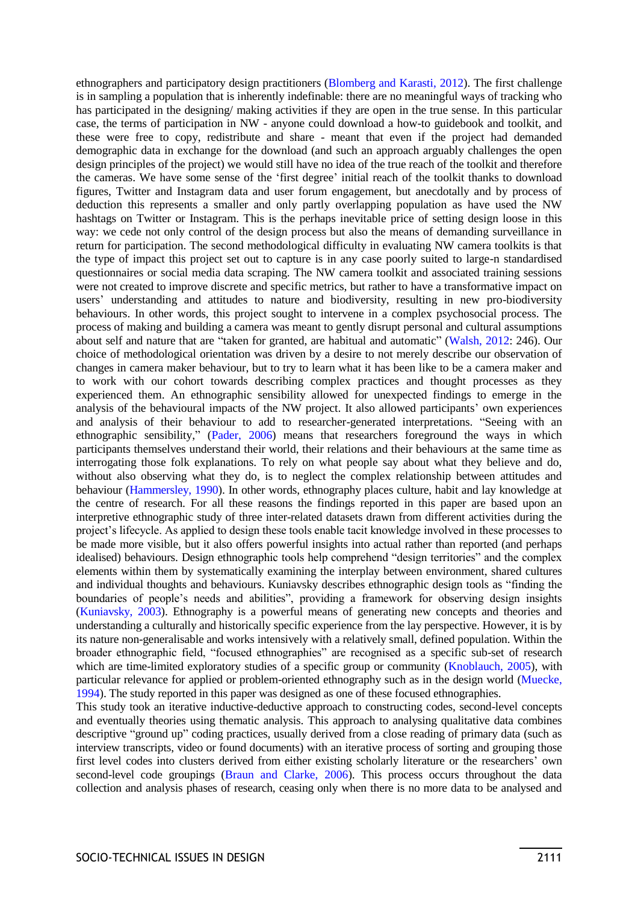ethnographers and participatory design practitioners (Blomberg and Karasti, 2012). The first challenge is in sampling a population that is inherently indefinable: there are no meaningful ways of tracking who has participated in the designing/ making activities if they are open in the true sense. In this particular case, the terms of participation in NW - anyone could download a how-to guidebook and toolkit, and these were free to copy, redistribute and share - meant that even if the project had demanded demographic data in exchange for the download (and such an approach arguably challenges the open design principles of the project) we would still have no idea of the true reach of the toolkit and therefore the cameras. We have some sense of the 'first degree' initial reach of the toolkit thanks to download figures, Twitter and Instagram data and user forum engagement, but anecdotally and by process of deduction this represents a smaller and only partly overlapping population as have used the NW hashtags on Twitter or Instagram. This is the perhaps inevitable price of setting design loose in this way: we cede not only control of the design process but also the means of demanding surveillance in return for participation. The second methodological difficulty in evaluating NW camera toolkits is that the type of impact this project set out to capture is in any case poorly suited to large-n standardised questionnaires or social media data scraping. The NW camera toolkit and associated training sessions were not created to improve discrete and specific metrics, but rather to have a transformative impact on users' understanding and attitudes to nature and biodiversity, resulting in new pro-biodiversity behaviours. In other words, this project sought to intervene in a complex psychosocial process. The process of making and building a camera was meant to gently disrupt personal and cultural assumptions about self and nature that are "taken for granted, are habitual and automatic" (Walsh, 2012: 246). Our choice of methodological orientation was driven by a desire to not merely describe our observation of changes in camera maker behaviour, but to try to learn what it has been like to be a camera maker and to work with our cohort towards describing complex practices and thought processes as they experienced them. An ethnographic sensibility allowed for unexpected findings to emerge in the analysis of the behavioural impacts of the NW project. It also allowed participants' own experiences and analysis of their behaviour to add to researcher-generated interpretations. "Seeing with an ethnographic sensibility," (Pader, 2006) means that researchers foreground the ways in which participants themselves understand their world, their relations and their behaviours at the same time as interrogating those folk explanations. To rely on what people say about what they believe and do, without also observing what they do, is to neglect the complex relationship between attitudes and behaviour (Hammersley, 1990). In other words, ethnography places culture, habit and lay knowledge at the centre of research. For all these reasons the findings reported in this paper are based upon an interpretive ethnographic study of three inter-related datasets drawn from different activities during the project's lifecycle. As applied to design these tools enable tacit knowledge involved in these processes to be made more visible, but it also offers powerful insights into actual rather than reported (and perhaps idealised) behaviours. Design ethnographic tools help comprehend "design territories" and the complex elements within them by systematically examining the interplay between environment, shared cultures and individual thoughts and behaviours. Kuniavsky describes ethnographic design tools as "finding the boundaries of people's needs and abilities", providing a framework for observing design insights (Kuniavsky, 2003). Ethnography is a powerful means of generating new concepts and theories and understanding a culturally and historically specific experience from the lay perspective. However, it is by its nature non-generalisable and works intensively with a relatively small, defined population. Within the broader ethnographic field, "focused ethnographies" are recognised as a specific sub-set of research which are time-limited exploratory studies of a specific group or community (Knoblauch, 2005), with particular relevance for applied or problem-oriented ethnography such as in the design world (Muecke, 1994). The study reported in this paper was designed as one of these focused ethnographies.

This study took an iterative inductive-deductive approach to constructing codes, second-level concepts and eventually theories using thematic analysis. This approach to analysing qualitative data combines descriptive "ground up" coding practices, usually derived from a close reading of primary data (such as interview transcripts, video or found documents) with an iterative process of sorting and grouping those first level codes into clusters derived from either existing scholarly literature or the researchers' own second-level code groupings (Braun and Clarke, 2006). This process occurs throughout the data collection and analysis phases of research, ceasing only when there is no more data to be analysed and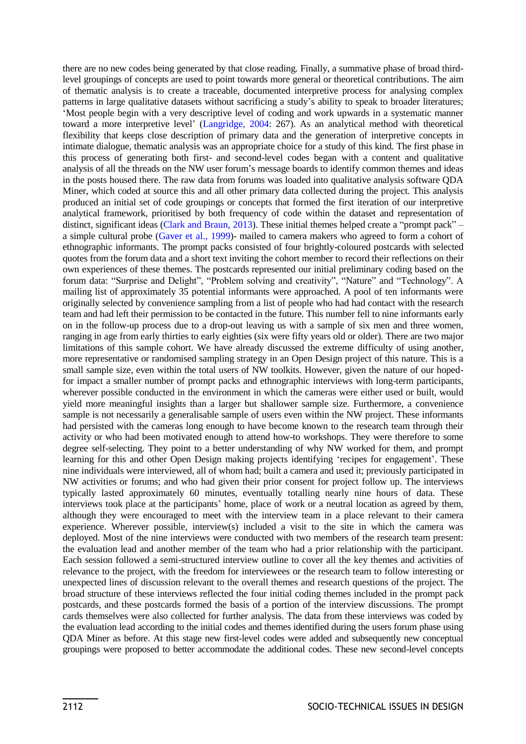there are no new codes being generated by that close reading. Finally, a summative phase of broad third-level groupings of concepts are used to point towards more general or theoretical contributions. The aim of thematic analysis is to create a traceable, documented interpretive process for analysing complex patterns in large qualitative datasets without sacrificing a study's ability to speak to broader literatures; 'Most people begin with a very descriptive level of coding and work upwards in a systematic manner toward a more interpretive level' (Langridge, 2004: 267). As an analytical method with theoretical flexibility that keeps close description of primary data and the generation of interpretive concepts in intimate dialogue, thematic analysis was an appropriate choice for a study of this kind. The first phase in this process of generating both first- and second-level codes began with a content and qualitative analysis of all the threads on the NW user forum's message boards to identify common themes and ideas in the posts housed there. The raw data from forums was loaded into qualitative analysis software QDA Miner, which coded at source this and all other primary data collected during the project. This analysis produced an initial set of code groupings or concepts that formed the first iteration of our interpretive analytical framework, prioritised by both frequency of code within the dataset and representation of distinct, significant ideas (Clark and Braun, 2013). These initial themes helped create a "prompt pack" – a simple cultural probe (Gaver et al., 1999)- mailed to camera makers who agreed to form a cohort of ethnographic informants. The prompt packs consisted of four brightly-coloured postcards with selected quotes from the forum data and a short text inviting the cohort member to record their reflections on their own experiences of these themes. The postcards represented our initial preliminary coding based on the forum data: "Surprise and Delight", "Problem solving and creativity", "Nature" and "Technology". A mailing list of approximately 35 potential informants were approached. A pool of ten informants were originally selected by convenience sampling from a list of people who had had contact with the research team and had left their permission to be contacted in the future. This number fell to nine informants early on in the follow-up process due to a drop-out leaving us with a sample of six men and three women, ranging in age from early thirties to early eighties (six were fifty years old or older). There are two major limitations of this sample cohort. We have already discussed the extreme difficulty of using another, more representative or randomised sampling strategy in an Open Design project of this nature. This is a small sample size, even within the total users of NW toolkits. However, given the nature of our hoped-for impact a smaller number of prompt packs and ethnographic interviews with long-term participants, wherever possible conducted in the environment in which the cameras were either used or built, would yield more meaningful insights than a larger but shallower sample size. Furthermore, a convenience sample is not necessarily a generalisable sample of users even within the NW project. These informants had persisted with the cameras long enough to have become known to the research team through their activity or who had been motivated enough to attend how-to workshops. They were therefore to some degree self-selecting. They point to a better understanding of why NW worked for them, and prompt learning for this and other Open Design making projects identifying 'recipes for engagement'. These nine individuals were interviewed, all of whom had; built a camera and used it; previously participated in NW activities or forums; and who had given their prior consent for project follow up. The interviews typically lasted approximately 60 minutes, eventually totalling nearly nine hours of data. These interviews took place at the participants' home, place of work or a neutral location as agreed by them, although they were encouraged to meet with the interview team in a place relevant to their camera experience. Wherever possible, interview(s) included a visit to the site in which the camera was deployed. Most of the nine interviews were conducted with two members of the research team present: the evaluation lead and another member of the team who had a prior relationship with the participant. Each session followed a semi-structured interview outline to cover all the key themes and activities of relevance to the project, with the freedom for interviewees or the research team to follow interesting or unexpected lines of discussion relevant to the overall themes and research questions of the project. The broad structure of these interviews reflected the four initial coding themes included in the prompt pack postcards, and these postcards formed the basis of a portion of the interview discussions. The prompt cards themselves were also collected for further analysis. The data from these interviews was coded by the evaluation lead according to the initial codes and themes identified during the users forum phase using QDA Miner as before. At this stage new first-level codes were added and subsequently new conceptual groupings were proposed to better accommodate the additional codes. These new second-level concepts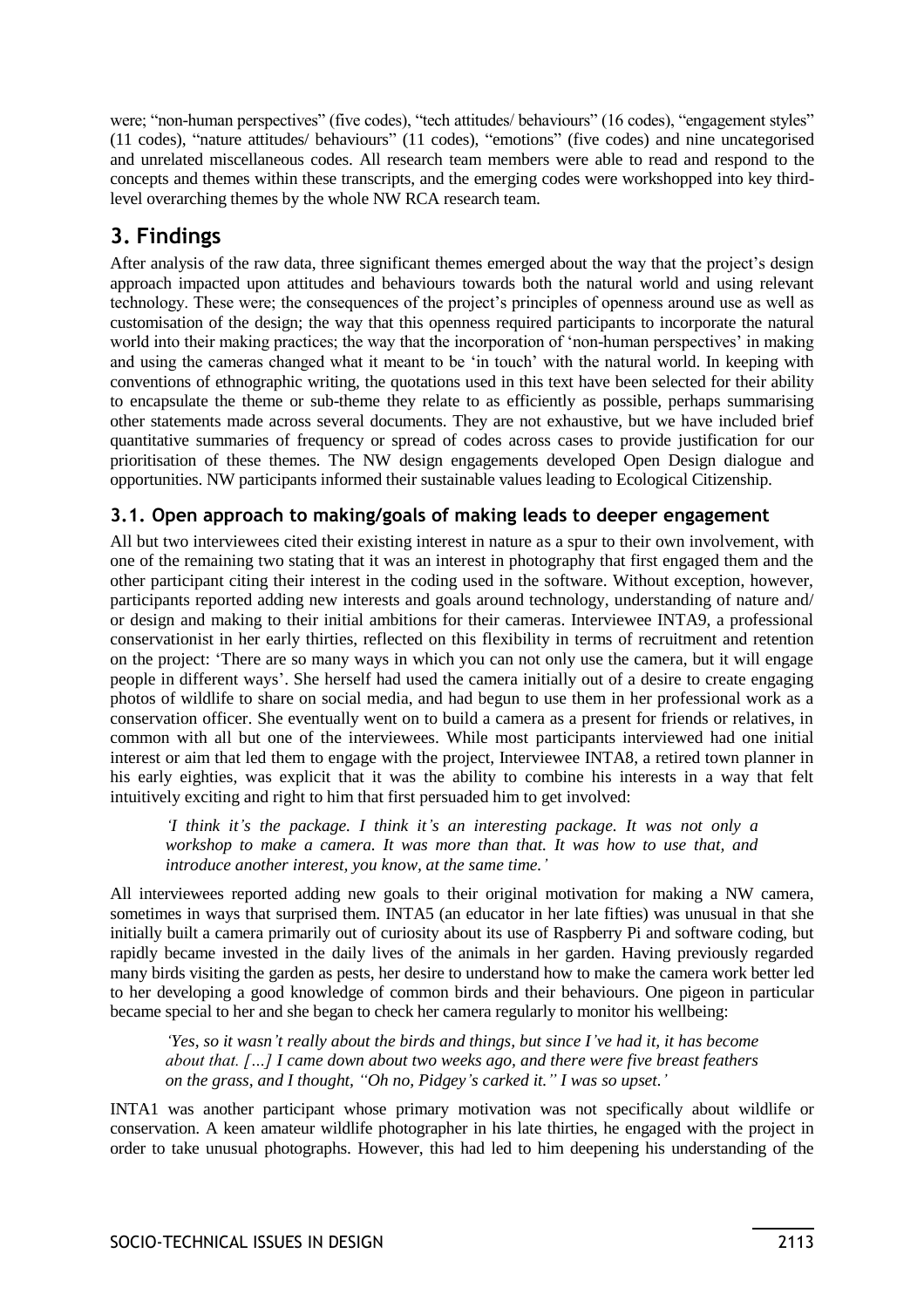were; "non-human perspectives" (five codes), "tech attitudes/ behaviours" (16 codes), "engagement styles" (11 codes), "nature attitudes/ behaviours" (11 codes), "emotions" (five codes) and nine uncategorised and unrelated miscellaneous codes. All research team members were able to read and respond to the concepts and themes within these transcripts, and the emerging codes were workshopped into key third-level overarching themes by the whole NW RCA research team.

# 3. Findings

After analysis of the raw data, three significant themes emerged about the way that the project's design approach impacted upon attitudes and behaviours towards both the natural world and using relevant technology. These were; the consequences of the project's principles of openness around use as well as customisation of the design; the way that this openness required participants to incorporate the natural world into their making practices; the way that the incorporation of 'non-human perspectives' in making and using the cameras changed what it meant to be 'in touch' with the natural world. In keeping with conventions of ethnographic writing, the quotations used in this text have been selected for their ability to encapsulate the theme or sub-theme they relate to as efficiently as possible, perhaps summarising other statements made across several documents. They are not exhaustive, but we have included brief quantitative summaries of frequency or spread of codes across cases to provide justification for our prioritisation of these themes. The NW design engagements developed Open Design dialogue and opportunities. NW participants informed their sustainable values leading to Ecological Citizenship.

## 3.1. Open approach to making/goals of making leads to deeper engagement

All but two interviewees cited their existing interest in nature as a spur to their own involvement, with one of the remaining two stating that it was an interest in photography that first engaged them and the other participant citing their interest in the coding used in the software. Without exception, however, participants reported adding new interests and goals around technology, understanding of nature and/ or design and making to their initial ambitions for their cameras. Interviewee INTA9, a professional conservationist in her early thirties, reflected on this flexibility in terms of recruitment and retention on the project: 'There are so many ways in which you can not only use the camera, but it will engage people in different ways'. She herself had used the camera initially out of a desire to create engaging photos of wildlife to share on social media, and had begun to use them in her professional work as a conservation officer. She eventually went on to build a camera as a present for friends or relatives, in common with all but one of the interviewees. While most participants interviewed had one initial interest or aim that led them to engage with the project, Interviewee INTA8, a retired town planner in his early eighties, was explicit that it was the ability to combine his interests in a way that felt intuitively exciting and right to him that first persuaded him to get involved:

> *'I think it's the package. I think it's an interesting package. It was not only a workshop to make a camera. It was more than that. It was how to use that, and introduce another interest, you know, at the same time.'*

All interviewees reported adding new goals to their original motivation for making a NW camera, sometimes in ways that surprised them. INTA5 (an educator in her late fifties) was unusual in that she initially built a camera primarily out of curiosity about its use of Raspberry Pi and software coding, but rapidly became invested in the daily lives of the animals in her garden. Having previously regarded many birds visiting the garden as pests, her desire to understand how to make the camera work better led to her developing a good knowledge of common birds and their behaviours. One pigeon in particular became special to her and she began to check her camera regularly to monitor his wellbeing:

> *'Yes, so it wasn't really about the birds and things, but since I've had it, it has become about that. […] I came down about two weeks ago, and there were five breast feathers on the grass, and I thought, "Oh no, Pidgey's carked it." I was so upset.'*

INTA1 was another participant whose primary motivation was not specifically about wildlife or conservation. A keen amateur wildlife photographer in his late thirties, he engaged with the project in order to take unusual photographs. However, this had led to him deepening his understanding of the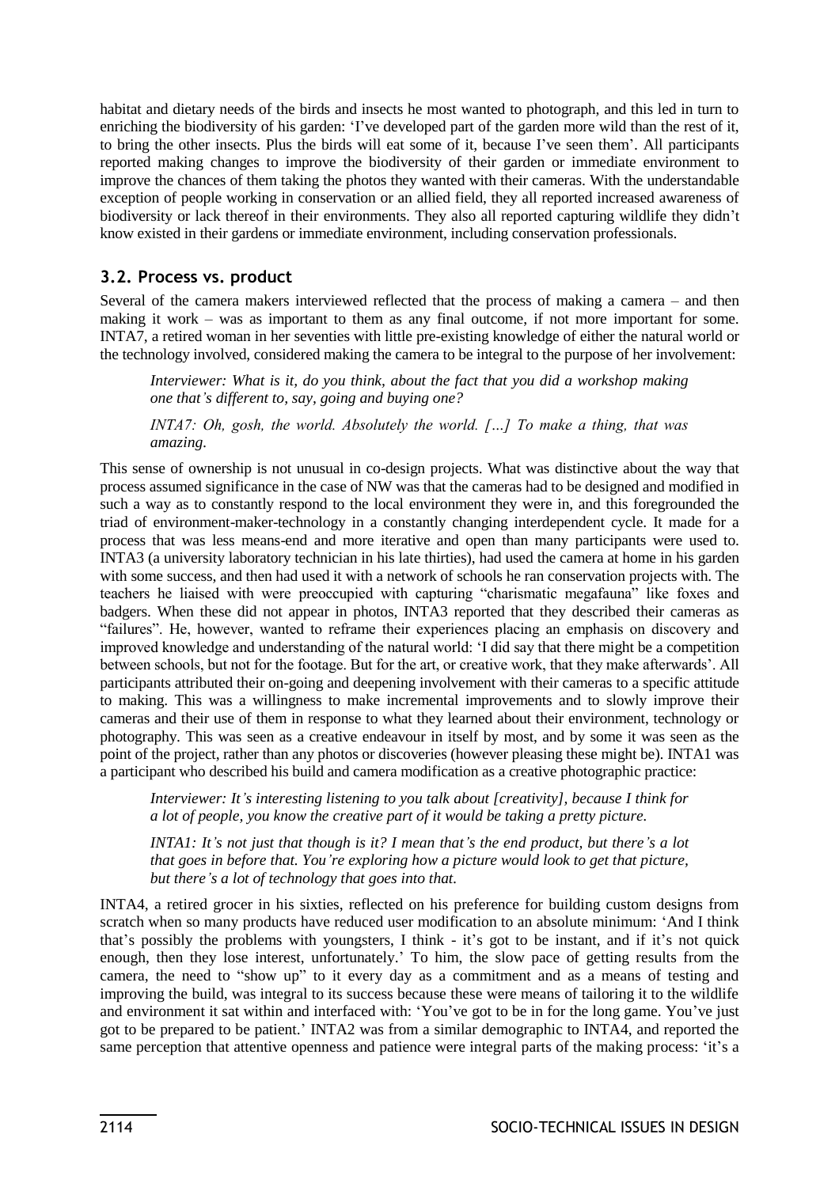habitat and dietary needs of the birds and insects he most wanted to photograph, and this led in turn to enriching the biodiversity of his garden: 'I've developed part of the garden more wild than the rest of it, to bring the other insects. Plus the birds will eat some of it, because I've seen them'. All participants reported making changes to improve the biodiversity of their garden or immediate environment to improve the chances of them taking the photos they wanted with their cameras. With the understandable exception of people working in conservation or an allied field, they all reported increased awareness of biodiversity or lack thereof in their environments. They also all reported capturing wildlife they didn't know existed in their gardens or immediate environment, including conservation professionals.

## 3.2. Process vs. product

Several of the camera makers interviewed reflected that the process of making a camera – and then making it work – was as important to them as any final outcome, if not more important for some. INTA7, a retired woman in her seventies with little pre-existing knowledge of either the natural world or the technology involved, considered making the camera to be integral to the purpose of her involvement:

> *Interviewer: What is it, do you think, about the fact that you did a workshop making one that's different to, say, going and buying one?*
>
> *INTA7: Oh, gosh, the world. Absolutely the world. […] To make a thing, that was amazing.*

This sense of ownership is not unusual in co-design projects. What was distinctive about the way that process assumed significance in the case of NW was that the cameras had to be designed and modified in such a way as to constantly respond to the local environment they were in, and this foregrounded the triad of environment-maker-technology in a constantly changing interdependent cycle. It made for a process that was less means-end and more iterative and open than many participants were used to. INTA3 (a university laboratory technician in his late thirties), had used the camera at home in his garden with some success, and then had used it with a network of schools he ran conservation projects with. The teachers he liaised with were preoccupied with capturing "charismatic megafauna" like foxes and badgers. When these did not appear in photos, INTA3 reported that they described their cameras as "failures". He, however, wanted to reframe their experiences placing an emphasis on discovery and improved knowledge and understanding of the natural world: 'I did say that there might be a competition between schools, but not for the footage. But for the art, or creative work, that they make afterwards'. All participants attributed their on-going and deepening involvement with their cameras to a specific attitude to making. This was a willingness to make incremental improvements and to slowly improve their cameras and their use of them in response to what they learned about their environment, technology or photography. This was seen as a creative endeavour in itself by most, and by some it was seen as the point of the project, rather than any photos or discoveries (however pleasing these might be). INTA1 was a participant who described his build and camera modification as a creative photographic practice:

> *Interviewer: It's interesting listening to you talk about [creativity], because I think for a lot of people, you know the creative part of it would be taking a pretty picture.*
>
> *INTA1: It's not just that though is it? I mean that's the end product, but there's a lot that goes in before that. You're exploring how a picture would look to get that picture, but there's a lot of technology that goes into that.*

INTA4, a retired grocer in his sixties, reflected on his preference for building custom designs from scratch when so many products have reduced user modification to an absolute minimum: 'And I think that's possibly the problems with youngsters, I think - it's got to be instant, and if it's not quick enough, then they lose interest, unfortunately.' To him, the slow pace of getting results from the camera, the need to "show up" to it every day as a commitment and as a means of testing and improving the build, was integral to its success because these were means of tailoring it to the wildlife and environment it sat within and interfaced with: 'You've got to be in for the long game. You've just got to be prepared to be patient.' INTA2 was from a similar demographic to INTA4, and reported the same perception that attentive openness and patience were integral parts of the making process: 'it's a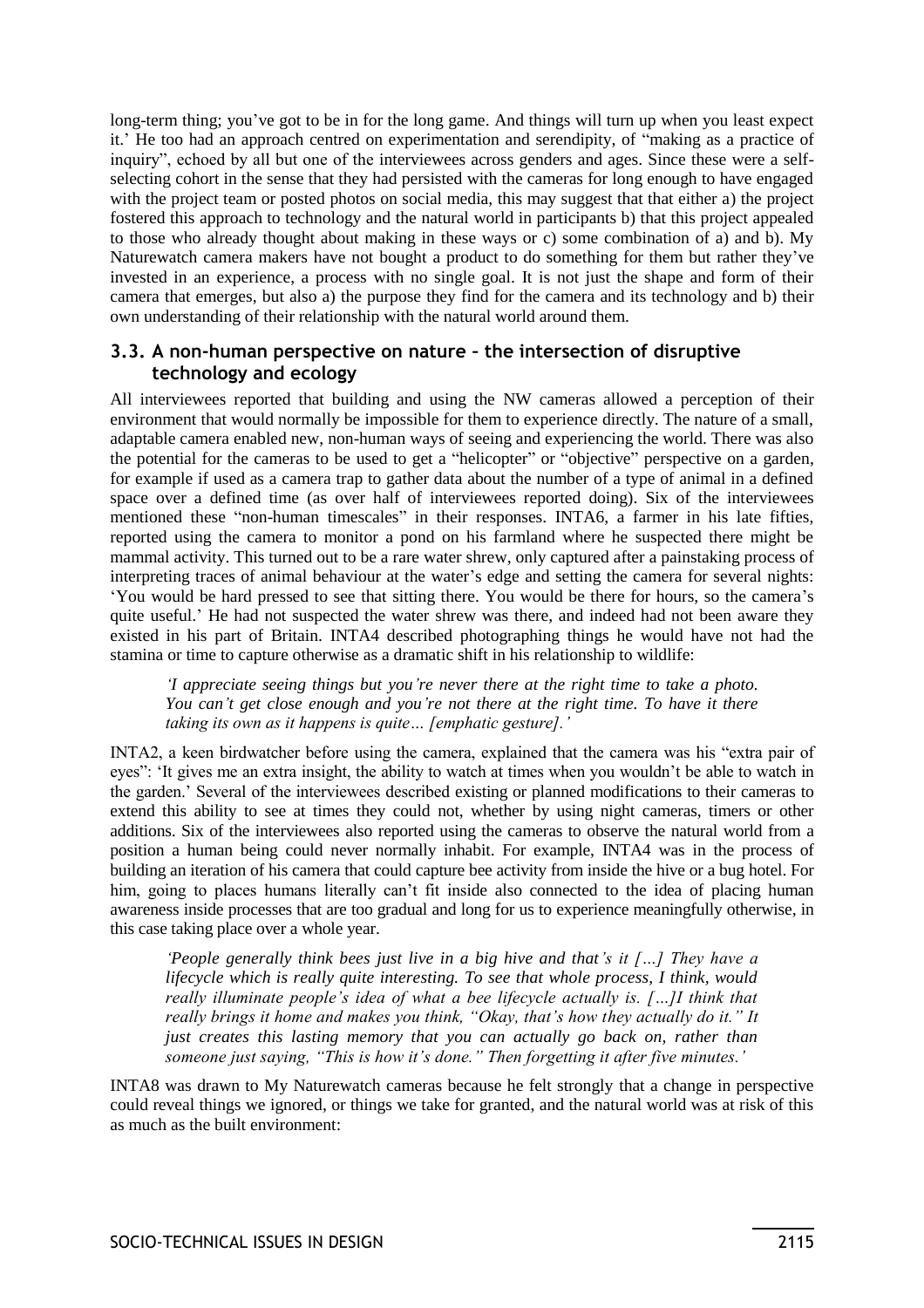long-term thing; you've got to be in for the long game. And things will turn up when you least expect it.' He too had an approach centred on experimentation and serendipity, of "making as a practice of inquiry", echoed by all but one of the interviewees across genders and ages. Since these were a self-selecting cohort in the sense that they had persisted with the cameras for long enough to have engaged with the project team or posted photos on social media, this may suggest that that either a) the project fostered this approach to technology and the natural world in participants b) that this project appealed to those who already thought about making in these ways or c) some combination of a) and b). My Naturewatch camera makers have not bought a product to do something for them but rather they've invested in an experience, a process with no single goal. It is not just the shape and form of their camera that emerges, but also a) the purpose they find for the camera and its technology and b) their own understanding of their relationship with the natural world around them.

### 3.3. A non-human perspective on nature – the intersection of disruptive technology and ecology

All interviewees reported that building and using the NW cameras allowed a perception of their environment that would normally be impossible for them to experience directly. The nature of a small, adaptable camera enabled new, non-human ways of seeing and experiencing the world. There was also the potential for the cameras to be used to get a "helicopter" or "objective" perspective on a garden, for example if used as a camera trap to gather data about the number of a type of animal in a defined space over a defined time (as over half of interviewees reported doing). Six of the interviewees mentioned these "non-human timescales" in their responses. INTA6, a farmer in his late fifties, reported using the camera to monitor a pond on his farmland where he suspected there might be mammal activity. This turned out to be a rare water shrew, only captured after a painstaking process of interpreting traces of animal behaviour at the water's edge and setting the camera for several nights: 'You would be hard pressed to see that sitting there. You would be there for hours, so the camera's quite useful.' He had not suspected the water shrew was there, and indeed had not been aware they existed in his part of Britain. INTA4 described photographing things he would have not had the stamina or time to capture otherwise as a dramatic shift in his relationship to wildlife:

> *'I appreciate seeing things but you're never there at the right time to take a photo. You can't get close enough and you're not there at the right time. To have it there taking its own as it happens is quite… [emphatic gesture].'*

INTA2, a keen birdwatcher before using the camera, explained that the camera was his "extra pair of eyes": 'It gives me an extra insight, the ability to watch at times when you wouldn't be able to watch in the garden.' Several of the interviewees described existing or planned modifications to their cameras to extend this ability to see at times they could not, whether by using night cameras, timers or other additions. Six of the interviewees also reported using the cameras to observe the natural world from a position a human being could never normally inhabit. For example, INTA4 was in the process of building an iteration of his camera that could capture bee activity from inside the hive or a bug hotel. For him, going to places humans literally can't fit inside also connected to the idea of placing human awareness inside processes that are too gradual and long for us to experience meaningfully otherwise, in this case taking place over a whole year.

> *'People generally think bees just live in a big hive and that's it […] They have a lifecycle which is really quite interesting. To see that whole process, I think, would really illuminate people's idea of what a bee lifecycle actually is. […]I think that really brings it home and makes you think, "Okay, that's how they actually do it." It just creates this lasting memory that you can actually go back on, rather than someone just saying, "This is how it's done." Then forgetting it after five minutes.'*

INTA8 was drawn to My Naturewatch cameras because he felt strongly that a change in perspective could reveal things we ignored, or things we take for granted, and the natural world was at risk of this as much as the built environment: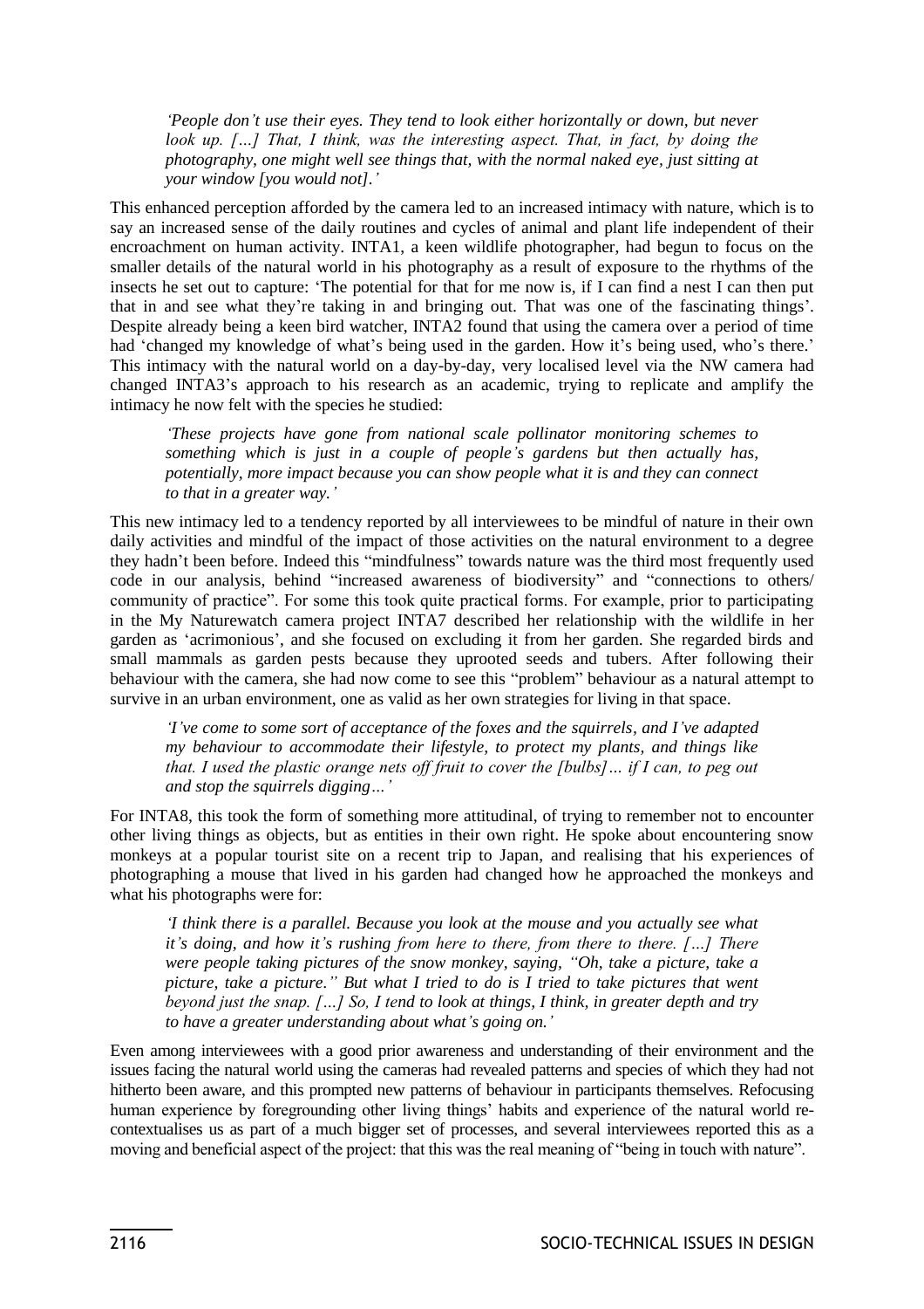*'People don't use their eyes. They tend to look either horizontally or down, but never look up. […] That, I think, was the interesting aspect. That, in fact, by doing the photography, one might well see things that, with the normal naked eye, just sitting at your window [you would not].'*

This enhanced perception afforded by the camera led to an increased intimacy with nature, which is to say an increased sense of the daily routines and cycles of animal and plant life independent of their encroachment on human activity. INTA1, a keen wildlife photographer, had begun to focus on the smaller details of the natural world in his photography as a result of exposure to the rhythms of the insects he set out to capture: 'The potential for that for me now is, if I can find a nest I can then put that in and see what they're taking in and bringing out. That was one of the fascinating things'. Despite already being a keen bird watcher, INTA2 found that using the camera over a period of time had 'changed my knowledge of what's being used in the garden. How it's being used, who's there.' This intimacy with the natural world on a day-by-day, very localised level via the NW camera had changed INTA3's approach to his research as an academic, trying to replicate and amplify the intimacy he now felt with the species he studied:

*'These projects have gone from national scale pollinator monitoring schemes to something which is just in a couple of people's gardens but then actually has, potentially, more impact because you can show people what it is and they can connect to that in a greater way.'*

This new intimacy led to a tendency reported by all interviewees to be mindful of nature in their own daily activities and mindful of the impact of those activities on the natural environment to a degree they hadn't been before. Indeed this "mindfulness" towards nature was the third most frequently used code in our analysis, behind "increased awareness of biodiversity" and "connections to others/ community of practice". For some this took quite practical forms. For example, prior to participating in the My Naturewatch camera project INTA7 described her relationship with the wildlife in her garden as 'acrimonious', and she focused on excluding it from her garden. She regarded birds and small mammals as garden pests because they uprooted seeds and tubers. After following their behaviour with the camera, she had now come to see this "problem" behaviour as a natural attempt to survive in an urban environment, one as valid as her own strategies for living in that space.

*'I've come to some sort of acceptance of the foxes and the squirrels, and I've adapted my behaviour to accommodate their lifestyle, to protect my plants, and things like that. I used the plastic orange nets off fruit to cover the [bulbs]… if I can, to peg out and stop the squirrels digging…'*

For INTA8, this took the form of something more attitudinal, of trying to remember not to encounter other living things as objects, but as entities in their own right. He spoke about encountering snow monkeys at a popular tourist site on a recent trip to Japan, and realising that his experiences of photographing a mouse that lived in his garden had changed how he approached the monkeys and what his photographs were for:

*'I think there is a parallel. Because you look at the mouse and you actually see what it's doing, and how it's rushing from here to there, from there to there. […] There were people taking pictures of the snow monkey, saying, "Oh, take a picture, take a picture, take a picture." But what I tried to do is I tried to take pictures that went beyond just the snap. […] So, I tend to look at things, I think, in greater depth and try to have a greater understanding about what's going on.'*

Even among interviewees with a good prior awareness and understanding of their environment and the issues facing the natural world using the cameras had revealed patterns and species of which they had not hitherto been aware, and this prompted new patterns of behaviour in participants themselves. Refocusing human experience by foregrounding other living things' habits and experience of the natural world re-contextualises us as part of a much bigger set of processes, and several interviewees reported this as a moving and beneficial aspect of the project: that this was the real meaning of "being in touch with nature".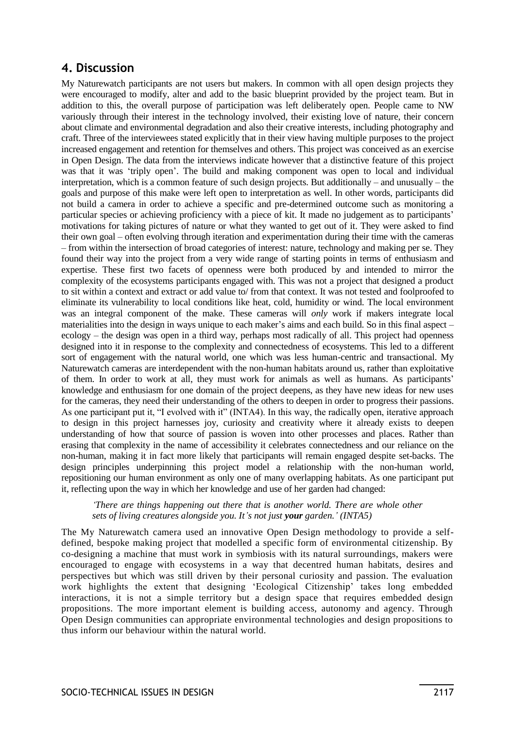## 4. Discussion

My Naturewatch participants are not users but makers. In common with all open design projects they were encouraged to modify, alter and add to the basic blueprint provided by the project team. But in addition to this, the overall purpose of participation was left deliberately open. People came to NW variously through their interest in the technology involved, their existing love of nature, their concern about climate and environmental degradation and also their creative interests, including photography and craft. Three of the interviewees stated explicitly that in their view having multiple purposes to the project increased engagement and retention for themselves and others. This project was conceived as an exercise in Open Design. The data from the interviews indicate however that a distinctive feature of this project was that it was 'triply open'. The build and making component was open to local and individual interpretation, which is a common feature of such design projects. But additionally – and unusually – the goals and purpose of this make were left open to interpretation as well. In other words, participants did not build a camera in order to achieve a specific and pre-determined outcome such as monitoring a particular species or achieving proficiency with a piece of kit. It made no judgement as to participants' motivations for taking pictures of nature or what they wanted to get out of it. They were asked to find their own goal – often evolving through iteration and experimentation during their time with the cameras – from within the intersection of broad categories of interest: nature, technology and making per se. They found their way into the project from a very wide range of starting points in terms of enthusiasm and expertise. These first two facets of openness were both produced by and intended to mirror the complexity of the ecosystems participants engaged with. This was not a project that designed a product to sit within a context and extract or add value to/ from that context. It was not tested and foolproofed to eliminate its vulnerability to local conditions like heat, cold, humidity or wind. The local environment was an integral component of the make. These cameras will *only* work if makers integrate local materialities into the design in ways unique to each maker's aims and each build. So in this final aspect – ecology – the design was open in a third way, perhaps most radically of all. This project had openness designed into it in response to the complexity and connectedness of ecosystems. This led to a different sort of engagement with the natural world, one which was less human-centric and transactional. My Naturewatch cameras are interdependent with the non-human habitats around us, rather than exploitative of them. In order to work at all, they must work for animals as well as humans. As participants' knowledge and enthusiasm for one domain of the project deepens, as they have new ideas for new uses for the cameras, they need their understanding of the others to deepen in order to progress their passions. As one participant put it, "I evolved with it" (INTA4). In this way, the radically open, iterative approach to design in this project harnesses joy, curiosity and creativity where it already exists to deepen understanding of how that source of passion is woven into other processes and places. Rather than erasing that complexity in the name of accessibility it celebrates connectedness and our reliance on the non-human, making it in fact more likely that participants will remain engaged despite set-backs. The design principles underpinning this project model a relationship with the non-human world, repositioning our human environment as only one of many overlapping habitats. As one participant put it, reflecting upon the way in which her knowledge and use of her garden had changed:

> *'There are things happening out there that is another world. There are whole other sets of living creatures alongside you. It's not just* ***your*** *garden.' (INTA5)*

The My Naturewatch camera used an innovative Open Design methodology to provide a self-defined, bespoke making project that modelled a specific form of environmental citizenship. By co-designing a machine that must work in symbiosis with its natural surroundings, makers were encouraged to engage with ecosystems in a way that decentred human habitats, desires and perspectives but which was still driven by their personal curiosity and passion. The evaluation work highlights the extent that designing 'Ecological Citizenship' takes long embedded interactions, it is not a simple territory but a design space that requires embedded design propositions. The more important element is building access, autonomy and agency. Through Open Design communities can appropriate environmental technologies and design propositions to thus inform our behaviour within the natural world.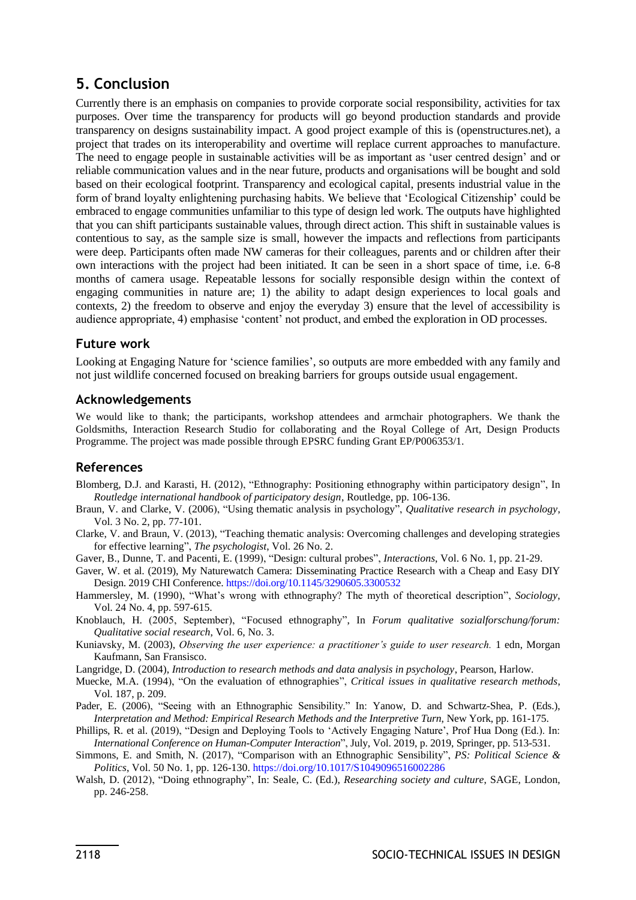## 5. Conclusion

Currently there is an emphasis on companies to provide corporate social responsibility, activities for tax purposes. Over time the transparency for products will go beyond production standards and provide transparency on designs sustainability impact. A good project example of this is (openstructures.net), a project that trades on its interoperability and overtime will replace current approaches to manufacture. The need to engage people in sustainable activities will be as important as 'user centred design' and or reliable communication values and in the near future, products and organisations will be bought and sold based on their ecological footprint. Transparency and ecological capital, presents industrial value in the form of brand loyalty enlightening purchasing habits. We believe that 'Ecological Citizenship' could be embraced to engage communities unfamiliar to this type of design led work. The outputs have highlighted that you can shift participants sustainable values, through direct action. This shift in sustainable values is contentious to say, as the sample size is small, however the impacts and reflections from participants were deep. Participants often made NW cameras for their colleagues, parents and or children after their own interactions with the project had been initiated. It can be seen in a short space of time, i.e. 6-8 months of camera usage. Repeatable lessons for socially responsible design within the context of engaging communities in nature are; 1) the ability to adapt design experiences to local goals and contexts, 2) the freedom to observe and enjoy the everyday 3) ensure that the level of accessibility is audience appropriate, 4) emphasise 'content' not product, and embed the exploration in OD processes.

### Future work

Looking at Engaging Nature for 'science families', so outputs are more embedded with any family and not just wildlife concerned focused on breaking barriers for groups outside usual engagement.

### Acknowledgements

We would like to thank; the participants, workshop attendees and armchair photographers. We thank the Goldsmiths, Interaction Research Studio for collaborating and the Royal College of Art, Design Products Programme. The project was made possible through EPSRC funding Grant EP/P006353/1.

### References

Blomberg, D.J. and Karasti, H. (2012), "Ethnography: Positioning ethnography within participatory design", In *Routledge international handbook of participatory design*, Routledge, pp. 106-136.

Braun, V. and Clarke, V. (2006), "Using thematic analysis in psychology", *Qualitative research in psychology*, Vol. 3 No. 2, pp. 77-101.

Clarke, V. and Braun, V. (2013), "Teaching thematic analysis: Overcoming challenges and developing strategies for effective learning", *The psychologist*, Vol. 26 No. 2.

Gaver, B., Dunne, T. and Pacenti, E. (1999), "Design: cultural probes", *Interactions*, Vol. 6 No. 1, pp. 21-29.

Gaver, W. et al. (2019), My Naturewatch Camera: Disseminating Practice Research with a Cheap and Easy DIY Design. 2019 CHI Conference. https://doi.org/10.1145/3290605.3300532

Hammersley, M. (1990), "What's wrong with ethnography? The myth of theoretical description", *Sociology*, Vol. 24 No. 4, pp. 597-615.

Knoblauch, H. (2005, September), "Focused ethnography", In *Forum qualitative sozialforschung/forum: Qualitative social research*, Vol. 6, No. 3.

Kuniavsky, M. (2003), *Observing the user experience: a practitioner's guide to user research.* 1 edn, Morgan Kaufmann, San Fransisco.

Langridge, D. (2004), *Introduction to research methods and data analysis in psychology*, Pearson, Harlow.

Muecke, M.A. (1994), "On the evaluation of ethnographies", *Critical issues in qualitative research methods*, Vol. 187, p. 209.

Pader, E. (2006), "Seeing with an Ethnographic Sensibility." In: Yanow, D. and Schwartz-Shea, P. (Eds.), *Interpretation and Method: Empirical Research Methods and the Interpretive Turn*, New York, pp. 161-175.

Phillips, R. et al. (2019), "Design and Deploying Tools to 'Actively Engaging Nature', Prof Hua Dong (Ed.). In: *International Conference on Human-Computer Interaction*", July, Vol. 2019, p. 2019, Springer, pp. 513-531.

Simmons, E. and Smith, N. (2017), "Comparison with an Ethnographic Sensibility", *PS: Political Science & Politics*, Vol. 50 No. 1, pp. 126-130. https://doi.org/10.1017/S1049096516002286

Walsh, D. (2012), "Doing ethnography", In: Seale, C. (Ed.), *Researching society and culture*, SAGE, London, pp. 246-258.